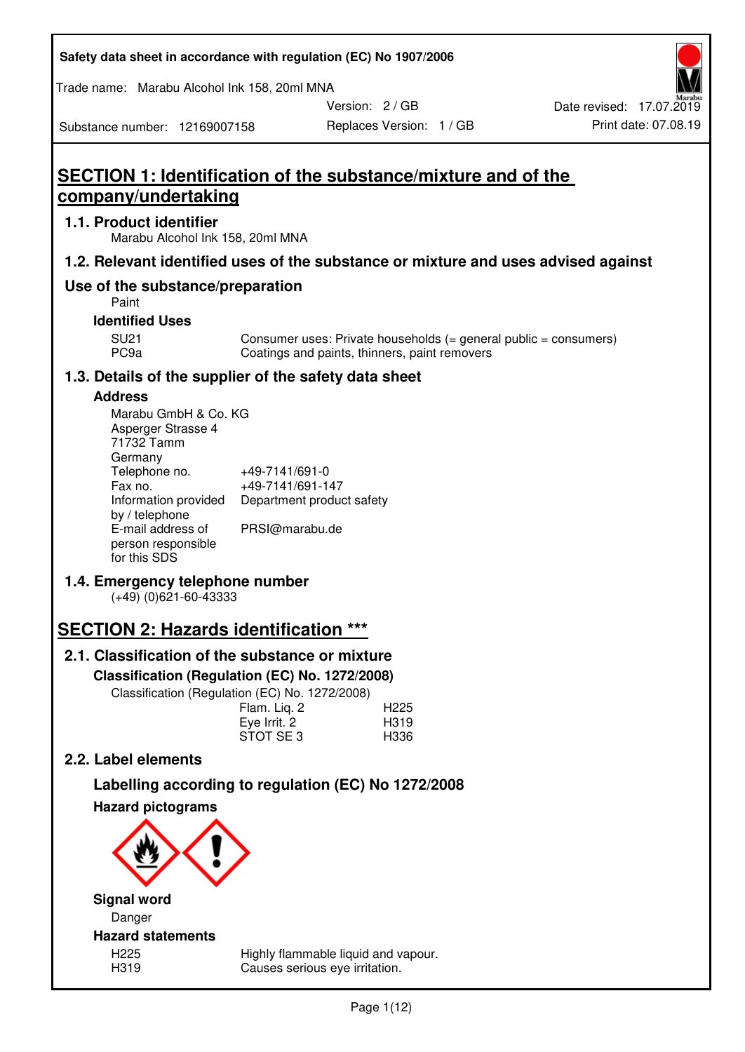Safety data sheet in accordance with regulation (EC) No 1907/2006

Trade name: Marabu Alcohol Ink 158, 20ml MNA

Substance number: 12169007158

Version: 2 / GB

Replaces Version: 1 / GB

Date revised: 17.07.2019

Print date: 07.08.19

# SECTION 1: Identification of the substance/mixture and of the company/undertaking

## 1.1. Product identifier

Marabu Alcohol Ink 158, 20ml MNA

## 1.2. Relevant identified uses of the substance or mixture and uses advised against

## Use of the substance/preparation

Paint

### Identified Uses

| | |
|---|---|
| SU21 | Consumer uses: Private households (= general public = consumers) |
| PC9a | Coatings and paints, thinners, paint removers |

## 1.3. Details of the supplier of the safety data sheet

### Address

Marabu GmbH & Co. KG
Asperger Strasse 4
71732 Tamm
Germany

| | |
|---|---|
| Telephone no. | +49-7141/691-0 |
| Fax no. | +49-7141/691-147 |
| Information provided by / telephone | Department product safety |
| E-mail address of person responsible for this SDS | PRSI@marabu.de |

## 1.4. Emergency telephone number

(+49) (0)621-60-43333

# SECTION 2: Hazards identification ***

## 2.1. Classification of the substance or mixture

### Classification (Regulation (EC) No. 1272/2008)

Classification (Regulation (EC) No. 1272/2008)

| | |
|---|---|
| Flam. Liq. 2 | H225 |
| Eye Irrit. 2 | H319 |
| STOT SE 3 | H336 |

## 2.2. Label elements

### Labelling according to regulation (EC) No 1272/2008

### Hazard pictograms

### Signal word

Danger

### Hazard statements

| | |
|---|---|
| H225 | Highly flammable liquid and vapour. |
| H319 | Causes serious eye irritation. |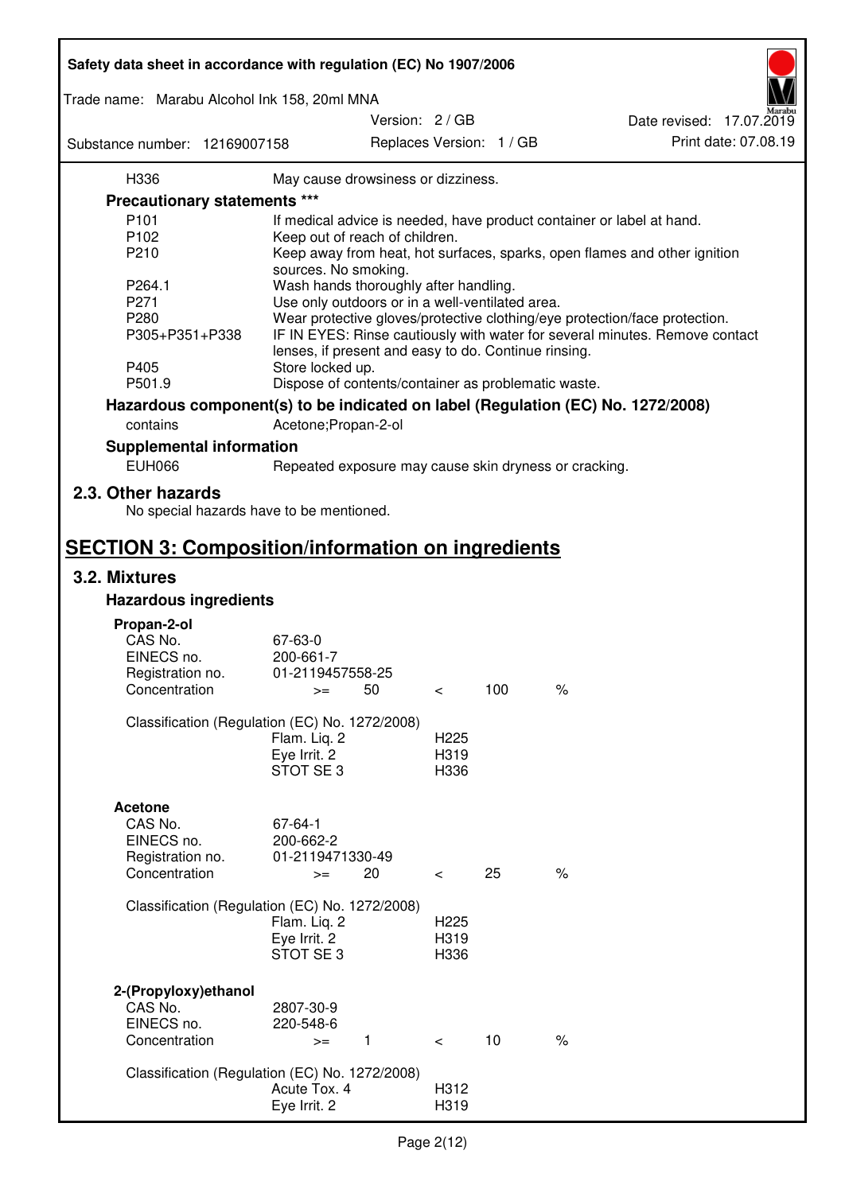| | |
|---|---|
| H336 | May cause drowsiness or dizziness. |

**Precautionary statements *****

| | |
|---|---|
| P101 | If medical advice is needed, have product container or label at hand. |
| P102 | Keep out of reach of children. |
| P210 | Keep away from heat, hot surfaces, sparks, open flames and other ignition sources. No smoking. |
| P264.1 | Wash hands thoroughly after handling. |
| P271 | Use only outdoors or in a well-ventilated area. |
| P280 | Wear protective gloves/protective clothing/eye protection/face protection. |
| P305+P351+P338 | IF IN EYES: Rinse cautiously with water for several minutes. Remove contact lenses, if present and easy to do. Continue rinsing. |
| P405 | Store locked up. |
| P501.9 | Dispose of contents/container as problematic waste. |

**Hazardous component(s) to be indicated on label (Regulation (EC) No. 1272/2008)**

| | |
|---|---|
| contains | Acetone;Propan-2-ol |

**Supplemental information**

| | |
|---|---|
| EUH066 | Repeated exposure may cause skin dryness or cracking. |

## 2.3. Other hazards

No special hazards have to be mentioned.

# SECTION 3: Composition/information on ingredients

## 3.2. Mixtures

### Hazardous ingredients

**Propan-2-ol**

| | | | | | |
|---|---|---|---|---|---|
| CAS No. | 67-63-0 | | | | |
| EINECS no. | 200-661-7 | | | | |
| Registration no. | 01-2119457558-25 | | | | |
| Concentration | >= | 50 | < | 100 | % |

Classification (Regulation (EC) No. 1272/2008)

| | |
|---|---|
| Flam. Liq. 2 | H225 |
| Eye Irrit. 2 | H319 |
| STOT SE 3 | H336 |

**Acetone**

| | | | | | |
|---|---|---|---|---|---|
| CAS No. | 67-64-1 | | | | |
| EINECS no. | 200-662-2 | | | | |
| Registration no. | 01-2119471330-49 | | | | |
| Concentration | >= | 20 | < | 25 | % |

Classification (Regulation (EC) No. 1272/2008)

| | |
|---|---|
| Flam. Liq. 2 | H225 |
| Eye Irrit. 2 | H319 |
| STOT SE 3 | H336 |

**2-(Propyloxy)ethanol**

| | | | | | |
|---|---|---|---|---|---|
| CAS No. | 2807-30-9 | | | | |
| EINECS no. | 220-548-6 | | | | |
| Concentration | >= | 1 | < | 10 | % |

Classification (Regulation (EC) No. 1272/2008)

| | |
|---|---|
| Acute Tox. 4 | H312 |
| Eye Irrit. 2 | H319 |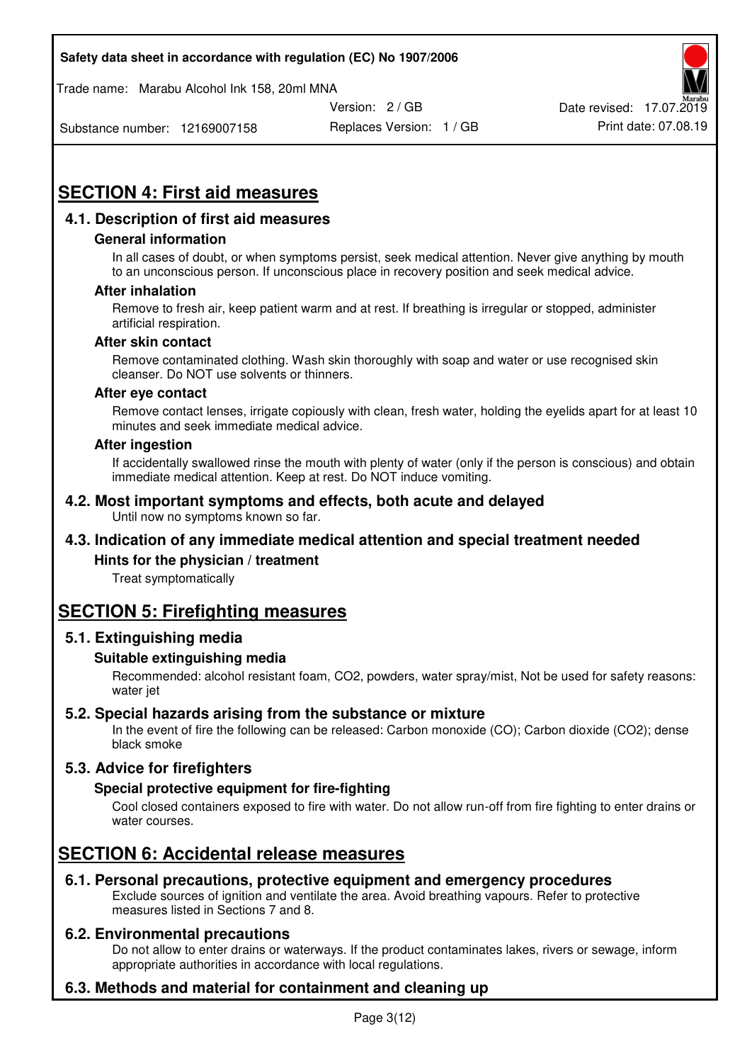## SECTION 4: First aid measures

### 4.1. Description of first aid measures

#### General information

In all cases of doubt, or when symptoms persist, seek medical attention. Never give anything by mouth to an unconscious person. If unconscious place in recovery position and seek medical advice.

#### After inhalation

Remove to fresh air, keep patient warm and at rest. If breathing is irregular or stopped, administer artificial respiration.

#### After skin contact

Remove contaminated clothing. Wash skin thoroughly with soap and water or use recognised skin cleanser. Do NOT use solvents or thinners.

#### After eye contact

Remove contact lenses, irrigate copiously with clean, fresh water, holding the eyelids apart for at least 10 minutes and seek immediate medical advice.

#### After ingestion

If accidentally swallowed rinse the mouth with plenty of water (only if the person is conscious) and obtain immediate medical attention. Keep at rest. Do NOT induce vomiting.

### 4.2. Most important symptoms and effects, both acute and delayed

Until now no symptoms known so far.

### 4.3. Indication of any immediate medical attention and special treatment needed

#### Hints for the physician / treatment

Treat symptomatically

## SECTION 5: Firefighting measures

### 5.1. Extinguishing media

#### Suitable extinguishing media

Recommended: alcohol resistant foam, CO2, powders, water spray/mist, Not be used for safety reasons: water jet

### 5.2. Special hazards arising from the substance or mixture

In the event of fire the following can be released: Carbon monoxide (CO); Carbon dioxide (CO2); dense black smoke

### 5.3. Advice for firefighters

#### Special protective equipment for fire-fighting

Cool closed containers exposed to fire with water. Do not allow run-off from fire fighting to enter drains or water courses.

## SECTION 6: Accidental release measures

### 6.1. Personal precautions, protective equipment and emergency procedures

Exclude sources of ignition and ventilate the area. Avoid breathing vapours. Refer to protective measures listed in Sections 7 and 8.

### 6.2. Environmental precautions

Do not allow to enter drains or waterways. If the product contaminates lakes, rivers or sewage, inform appropriate authorities in accordance with local regulations.

### 6.3. Methods and material for containment and cleaning up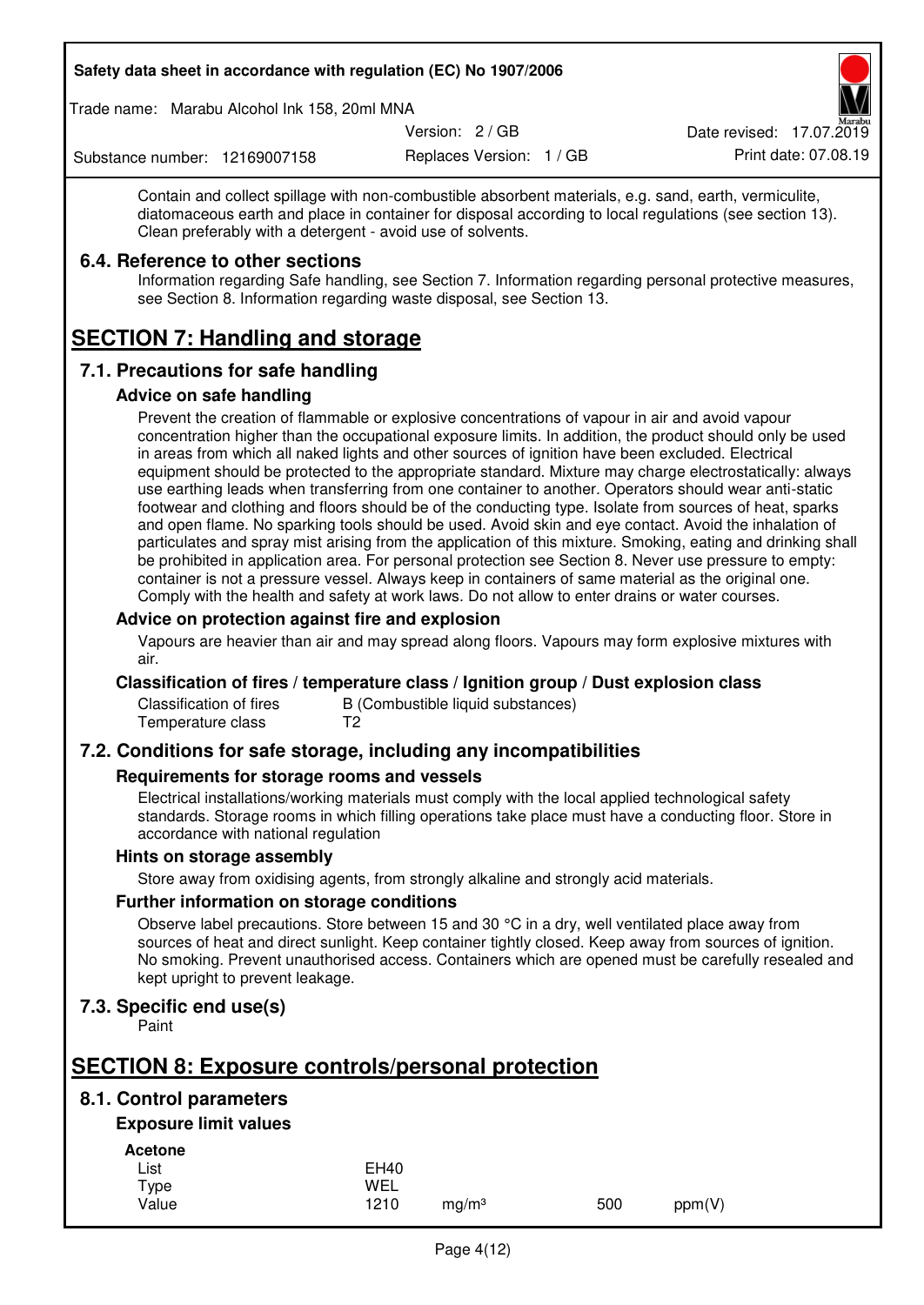Contain and collect spillage with non-combustible absorbent materials, e.g. sand, earth, vermiculite, diatomaceous earth and place in container for disposal according to local regulations (see section 13). Clean preferably with a detergent - avoid use of solvents.

### 6.4. Reference to other sections

Information regarding Safe handling, see Section 7. Information regarding personal protective measures, see Section 8. Information regarding waste disposal, see Section 13.

# SECTION 7: Handling and storage

## 7.1. Precautions for safe handling

### Advice on safe handling

Prevent the creation of flammable or explosive concentrations of vapour in air and avoid vapour concentration higher than the occupational exposure limits. In addition, the product should only be used in areas from which all naked lights and other sources of ignition have been excluded. Electrical equipment should be protected to the appropriate standard. Mixture may charge electrostatically: always use earthing leads when transferring from one container to another. Operators should wear anti-static footwear and clothing and floors should be of the conducting type. Isolate from sources of heat, sparks and open flame. No sparking tools should be used. Avoid skin and eye contact. Avoid the inhalation of particulates and spray mist arising from the application of this mixture. Smoking, eating and drinking shall be prohibited in application area. For personal protection see Section 8. Never use pressure to empty: container is not a pressure vessel. Always keep in containers of same material as the original one. Comply with the health and safety at work laws. Do not allow to enter drains or water courses.

### Advice on protection against fire and explosion

Vapours are heavier than air and may spread along floors. Vapours may form explosive mixtures with air.

### Classification of fires / temperature class / Ignition group / Dust explosion class

| | |
|---|---|
| Classification of fires | B (Combustible liquid substances) |
| Temperature class | T2 |

## 7.2. Conditions for safe storage, including any incompatibilities

### Requirements for storage rooms and vessels

Electrical installations/working materials must comply with the local applied technological safety standards. Storage rooms in which filling operations take place must have a conducting floor. Store in accordance with national regulation

### Hints on storage assembly

Store away from oxidising agents, from strongly alkaline and strongly acid materials.

### Further information on storage conditions

Observe label precautions. Store between 15 and 30 °C in a dry, well ventilated place away from sources of heat and direct sunlight. Keep container tightly closed. Keep away from sources of ignition. No smoking. Prevent unauthorised access. Containers which are opened must be carefully resealed and kept upright to prevent leakage.

## 7.3. Specific end use(s)

Paint

# SECTION 8: Exposure controls/personal protection

## 8.1. Control parameters

### Exposure limit values

**Acetone**

| | | | | |
|---|---|---|---|---|
| List | EH40 | | | |
| Type | WEL | | | |
| Value | 1210 | mg/m³ | 500 | ppm(V) |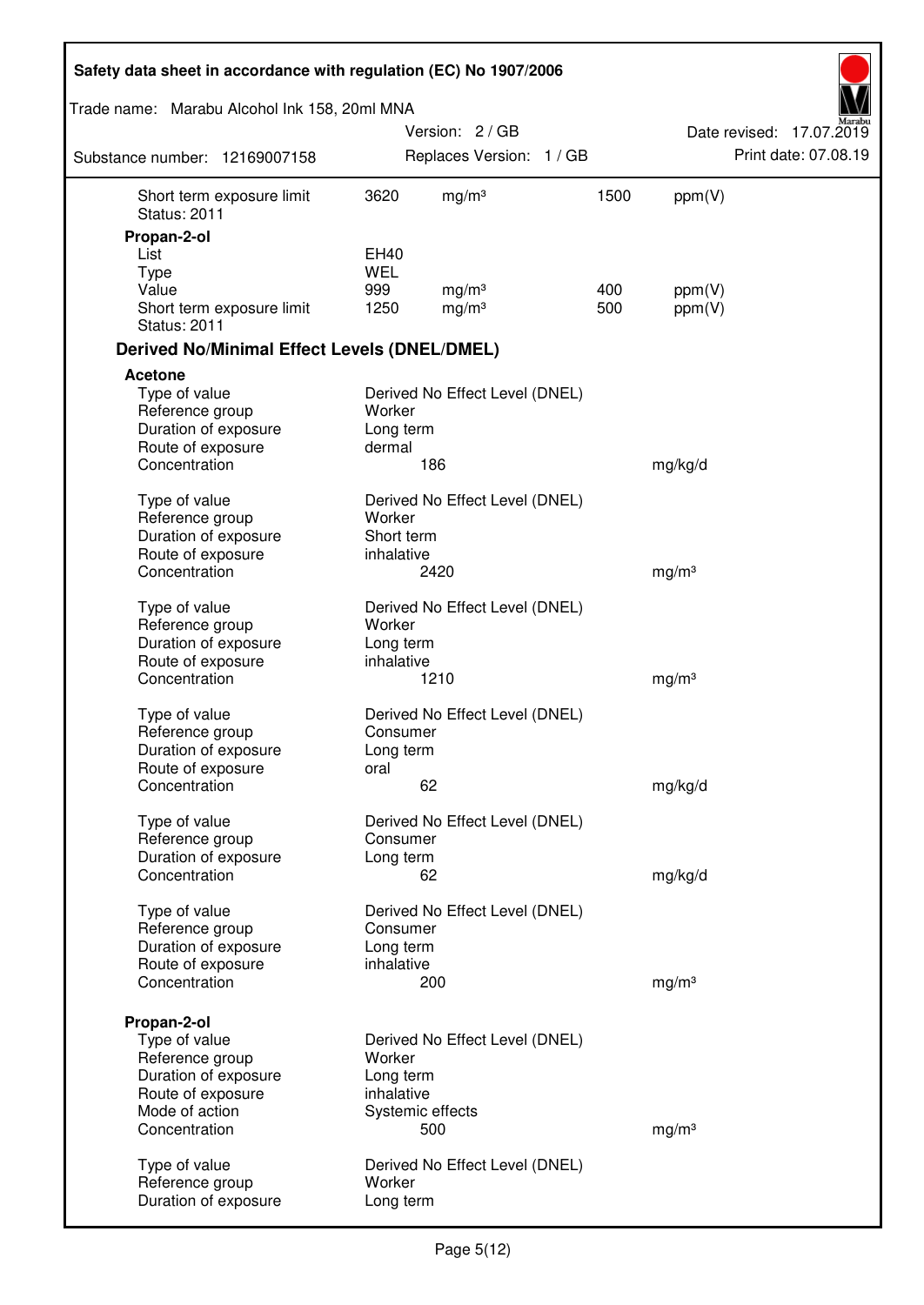| | | | | |
|---|---|---|---|---|
| Short term exposure limit | 3620 | mg/m³ | 1500 | ppm(V) |
| Status: 2011 | | | | |

**Propan-2-ol**

| | | | | |
|---|---|---|---|---|
| List | EH40 | | | |
| Type | WEL | | | |
| Value | 999 | mg/m³ | 400 | ppm(V) |
| Short term exposure limit | 1250 | mg/m³ | 500 | ppm(V) |
| Status: 2011 | | | | |

### Derived No/Minimal Effect Levels (DNEL/DMEL)

**Acetone**

| | | |
|---|---|---|
| Type of value | Derived No Effect Level (DNEL) | |
| Reference group | Worker | |
| Duration of exposure | Long term | |
| Route of exposure | dermal | |
| Concentration | 186 | mg/kg/d |

| | | |
|---|---|---|
| Type of value | Derived No Effect Level (DNEL) | |
| Reference group | Worker | |
| Duration of exposure | Short term | |
| Route of exposure | inhalative | |
| Concentration | 2420 | mg/m³ |

| | | |
|---|---|---|
| Type of value | Derived No Effect Level (DNEL) | |
| Reference group | Worker | |
| Duration of exposure | Long term | |
| Route of exposure | inhalative | |
| Concentration | 1210 | mg/m³ |

| | | |
|---|---|---|
| Type of value | Derived No Effect Level (DNEL) | |
| Reference group | Consumer | |
| Duration of exposure | Long term | |
| Route of exposure | oral | |
| Concentration | 62 | mg/kg/d |

| | | |
|---|---|---|
| Type of value | Derived No Effect Level (DNEL) | |
| Reference group | Consumer | |
| Duration of exposure | Long term | |
| Concentration | 62 | mg/kg/d |

| | | |
|---|---|---|
| Type of value | Derived No Effect Level (DNEL) | |
| Reference group | Consumer | |
| Duration of exposure | Long term | |
| Route of exposure | inhalative | |
| Concentration | 200 | mg/m³ |

**Propan-2-ol**

| | | |
|---|---|---|
| Type of value | Derived No Effect Level (DNEL) | |
| Reference group | Worker | |
| Duration of exposure | Long term | |
| Route of exposure | inhalative | |
| Mode of action | Systemic effects | |
| Concentration | 500 | mg/m³ |

| | |
|---|---|
| Type of value | Derived No Effect Level (DNEL) |
| Reference group | Worker |
| Duration of exposure | Long term |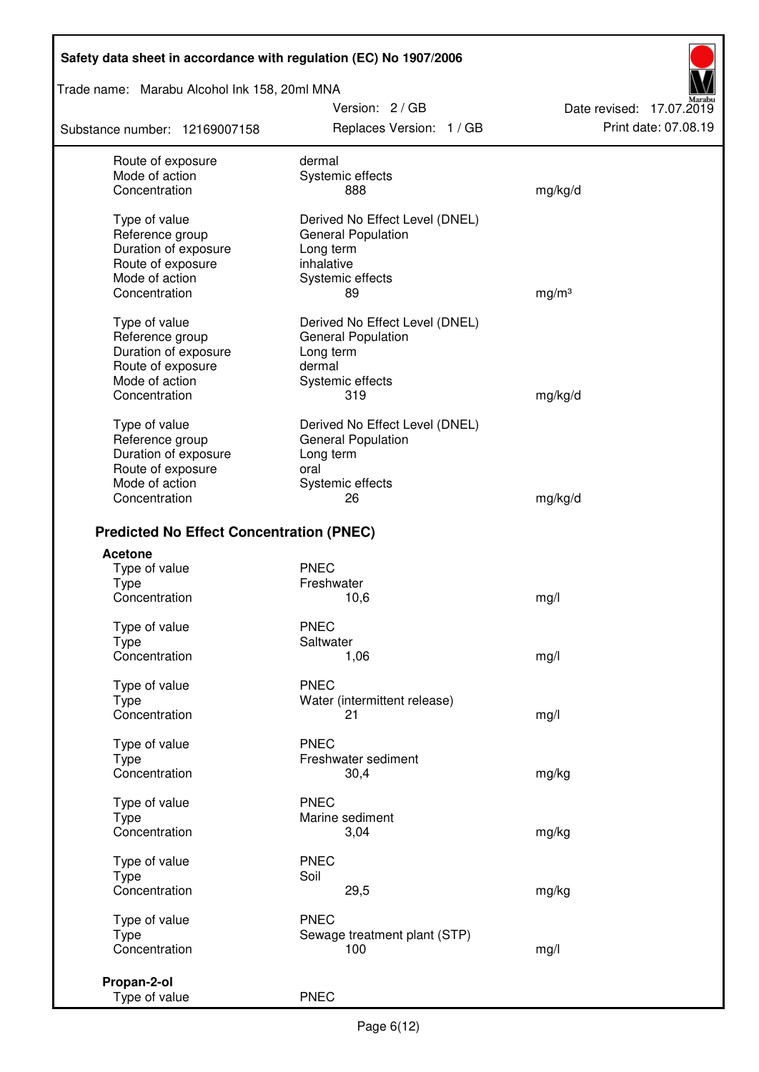| | | |
|---|---|---|
| Route of exposure | dermal | |
| Mode of action | Systemic effects | |
| Concentration | 888 | mg/kg/d |

| | | |
|---|---|---|
| Type of value | Derived No Effect Level (DNEL) | |
| Reference group | General Population | |
| Duration of exposure | Long term | |
| Route of exposure | inhalative | |
| Mode of action | Systemic effects | |
| Concentration | 89 | mg/m³ |

| | | |
|---|---|---|
| Type of value | Derived No Effect Level (DNEL) | |
| Reference group | General Population | |
| Duration of exposure | Long term | |
| Route of exposure | dermal | |
| Mode of action | Systemic effects | |
| Concentration | 319 | mg/kg/d |

| | | |
|---|---|---|
| Type of value | Derived No Effect Level (DNEL) | |
| Reference group | General Population | |
| Duration of exposure | Long term | |
| Route of exposure | oral | |
| Mode of action | Systemic effects | |
| Concentration | 26 | mg/kg/d |

### Predicted No Effect Concentration (PNEC)

**Acetone**

| | | |
|---|---|---|
| Type of value | PNEC | |
| Type | Freshwater | |
| Concentration | 10,6 | mg/l |

| | | |
|---|---|---|
| Type of value | PNEC | |
| Type | Saltwater | |
| Concentration | 1,06 | mg/l |

| | | |
|---|---|---|
| Type of value | PNEC | |
| Type | Water (intermittent release) | |
| Concentration | 21 | mg/l |

| | | |
|---|---|---|
| Type of value | PNEC | |
| Type | Freshwater sediment | |
| Concentration | 30,4 | mg/kg |

| | | |
|---|---|---|
| Type of value | PNEC | |
| Type | Marine sediment | |
| Concentration | 3,04 | mg/kg |

| | | |
|---|---|---|
| Type of value | PNEC | |
| Type | Soil | |
| Concentration | 29,5 | mg/kg |

| | | |
|---|---|---|
| Type of value | PNEC | |
| Type | Sewage treatment plant (STP) | |
| Concentration | 100 | mg/l |

**Propan-2-ol**

| | |
|---|---|
| Type of value | PNEC |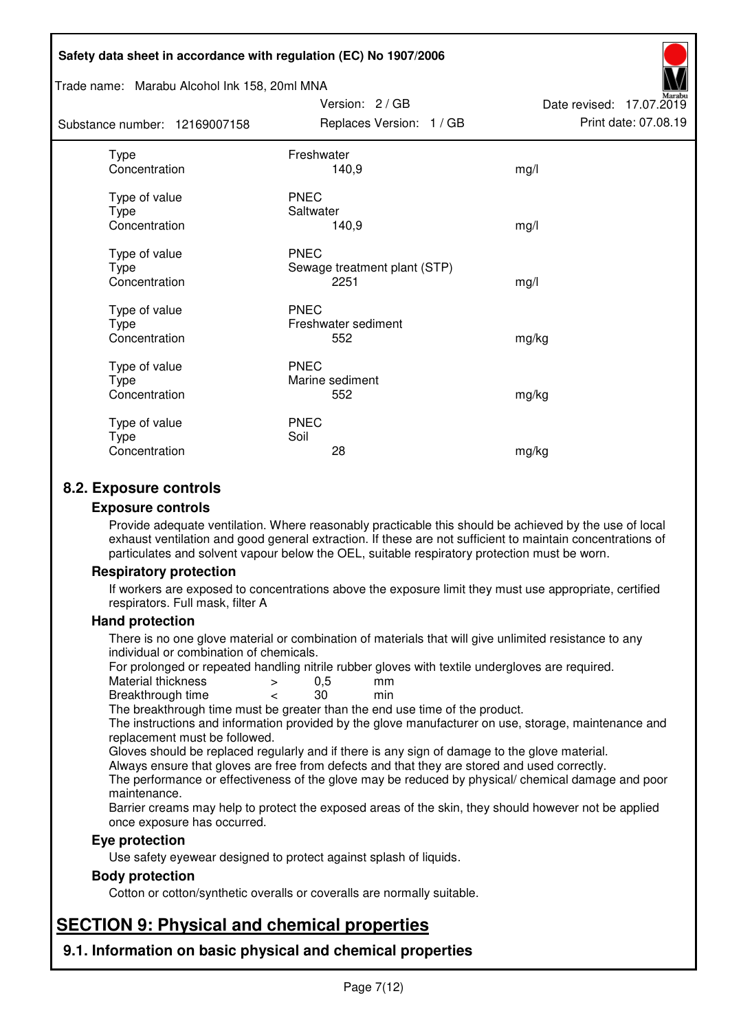| | | |
|---|---|---|
| Type | Freshwater | |
| Concentration | 140,9 | mg/l |
| | | |
| Type of value | PNEC | |
| Type | Saltwater | |
| Concentration | 140,9 | mg/l |
| | | |
| Type of value | PNEC | |
| Type | Sewage treatment plant (STP) | |
| Concentration | 2251 | mg/l |
| | | |
| Type of value | PNEC | |
| Type | Freshwater sediment | |
| Concentration | 552 | mg/kg |
| | | |
| Type of value | PNEC | |
| Type | Marine sediment | |
| Concentration | 552 | mg/kg |
| | | |
| Type of value | PNEC | |
| Type | Soil | |
| Concentration | 28 | mg/kg |

## 8.2. Exposure controls

### Exposure controls

Provide adequate ventilation. Where reasonably practicable this should be achieved by the use of local exhaust ventilation and good general extraction. If these are not sufficient to maintain concentrations of particulates and solvent vapour below the OEL, suitable respiratory protection must be worn.

### Respiratory protection

If workers are exposed to concentrations above the exposure limit they must use appropriate, certified respirators. Full mask, filter A

### Hand protection

There is no one glove material or combination of materials that will give unlimited resistance to any individual or combination of chemicals.

For prolonged or repeated handling nitrile rubber gloves with textile undergloves are required.

| | | | |
|---|---|---|---|
| Material thickness | > | 0,5 | mm |
| Breakthrough time | < | 30 | min |

The breakthrough time must be greater than the end use time of the product.

The instructions and information provided by the glove manufacturer on use, storage, maintenance and replacement must be followed.

Gloves should be replaced regularly and if there is any sign of damage to the glove material.

Always ensure that gloves are free from defects and that they are stored and used correctly.

The performance or effectiveness of the glove may be reduced by physical/ chemical damage and poor maintenance.

Barrier creams may help to protect the exposed areas of the skin, they should however not be applied once exposure has occurred.

### Eye protection

Use safety eyewear designed to protect against splash of liquids.

### Body protection

Cotton or cotton/synthetic overalls or coveralls are normally suitable.

# SECTION 9: Physical and chemical properties

## 9.1. Information on basic physical and chemical properties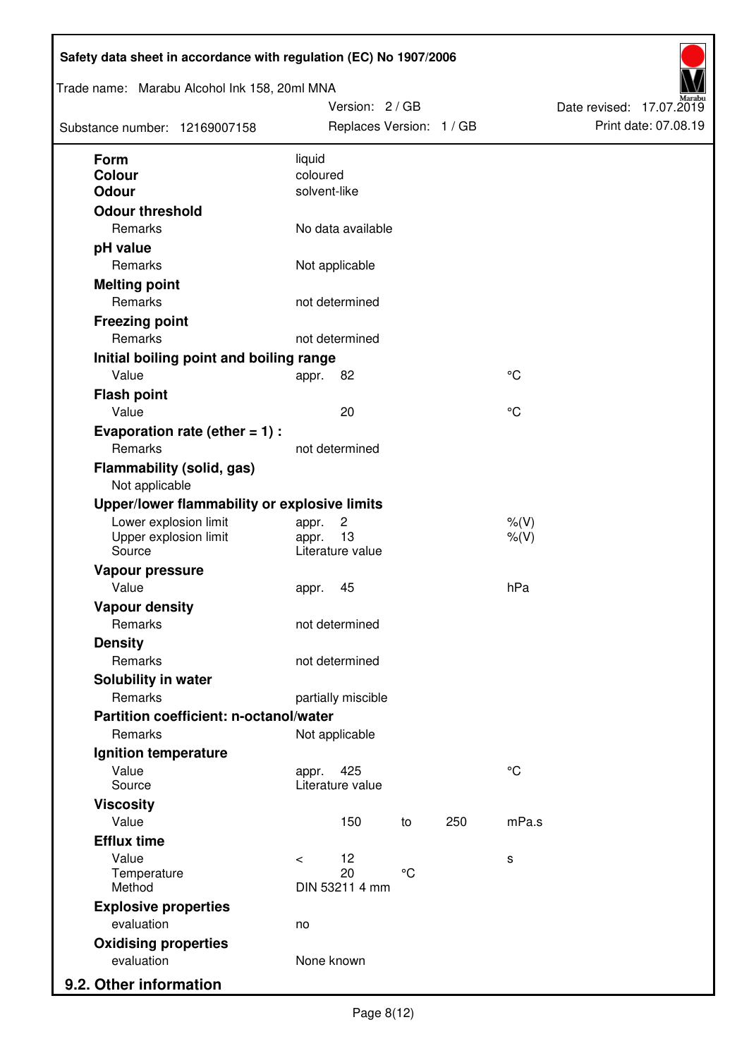| Property | | | | | |
|---|---|---|---|---|---|
| **Form** | liquid | | | | |
| **Colour** | coloured | | | | |
| **Odour** | solvent-like | | | | |
| **Odour threshold** | | | | | |
| Remarks | No data available | | | | |
| **pH value** | | | | | |
| Remarks | Not applicable | | | | |
| **Melting point** | | | | | |
| Remarks | not determined | | | | |
| **Freezing point** | | | | | |
| Remarks | not determined | | | | |
| **Initial boiling point and boiling range** | | | | | |
| Value | appr. 82 | | | | °C |
| **Flash point** | | | | | |
| Value | 20 | | | | °C |
| **Evaporation rate (ether = 1) :** | | | | | |
| Remarks | not determined | | | | |
| **Flammability (solid, gas)** | | | | | |
| Not applicable | | | | | |
| **Upper/lower flammability or explosive limits** | | | | | |
| Lower explosion limit | appr. 2 | | | | %(V) |
| Upper explosion limit | appr. 13 | | | | %(V) |
| Source | Literature value | | | | |
| **Vapour pressure** | | | | | |
| Value | appr. 45 | | | | hPa |
| **Vapour density** | | | | | |
| Remarks | not determined | | | | |
| **Density** | | | | | |
| Remarks | not determined | | | | |
| **Solubility in water** | | | | | |
| Remarks | partially miscible | | | | |
| **Partition coefficient: n-octanol/water** | | | | | |
| Remarks | Not applicable | | | | |
| **Ignition temperature** | | | | | |
| Value | appr. 425 | | | | °C |
| Source | Literature value | | | | |
| **Viscosity** | | | | | |
| Value | 150 | to | 250 | | mPa.s |
| **Efflux time** | | | | | |
| Value | < 12 | | | | s |
| Temperature | 20 | °C | | | |
| Method | DIN 53211 4 mm | | | | |
| **Explosive properties** | | | | | |
| evaluation | no | | | | |
| **Oxidising properties** | | | | | |
| evaluation | None known | | | | |

## 9.2. Other information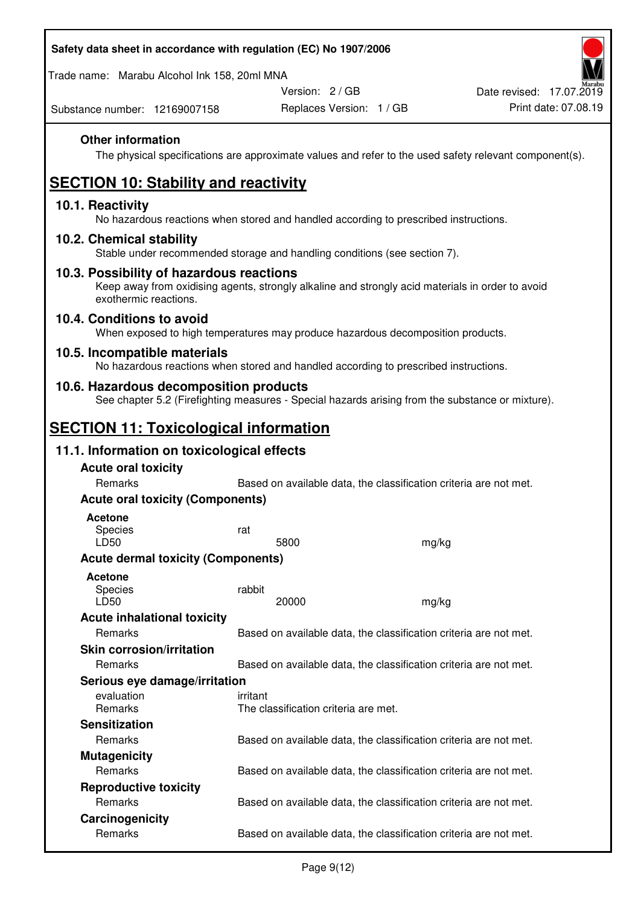**Other information**

The physical specifications are approximate values and refer to the used safety relevant component(s).

# SECTION 10: Stability and reactivity

## 10.1. Reactivity

No hazardous reactions when stored and handled according to prescribed instructions.

## 10.2. Chemical stability

Stable under recommended storage and handling conditions (see section 7).

## 10.3. Possibility of hazardous reactions

Keep away from oxidising agents, strongly alkaline and strongly acid materials in order to avoid exothermic reactions.

## 10.4. Conditions to avoid

When exposed to high temperatures may produce hazardous decomposition products.

## 10.5. Incompatible materials

No hazardous reactions when stored and handled according to prescribed instructions.

## 10.6. Hazardous decomposition products

See chapter 5.2 (Firefighting measures - Special hazards arising from the substance or mixture).

# SECTION 11: Toxicological information

## 11.1. Information on toxicological effects

**Acute oral toxicity**

| | |
|---|---|
| Remarks | Based on available data, the classification criteria are not met. |

**Acute oral toxicity (Components)**

**Acetone**

| | | |
|---|---|---|
| Species | rat | |
| LD50 | 5800 | mg/kg |

**Acute dermal toxicity (Components)**

**Acetone**

| | | |
|---|---|---|
| Species | rabbit | |
| LD50 | 20000 | mg/kg |

**Acute inhalational toxicity**

| | |
|---|---|
| Remarks | Based on available data, the classification criteria are not met. |

**Skin corrosion/irritation**

| | |
|---|---|
| Remarks | Based on available data, the classification criteria are not met. |

**Serious eye damage/irritation**

| | |
|---|---|
| evaluation | irritant |
| Remarks | The classification criteria are met. |

**Sensitization**

| | |
|---|---|
| Remarks | Based on available data, the classification criteria are not met. |

**Mutagenicity**

| | |
|---|---|
| Remarks | Based on available data, the classification criteria are not met. |

**Reproductive toxicity**

| | |
|---|---|
| Remarks | Based on available data, the classification criteria are not met. |

**Carcinogenicity**

| | |
|---|---|
| Remarks | Based on available data, the classification criteria are not met. |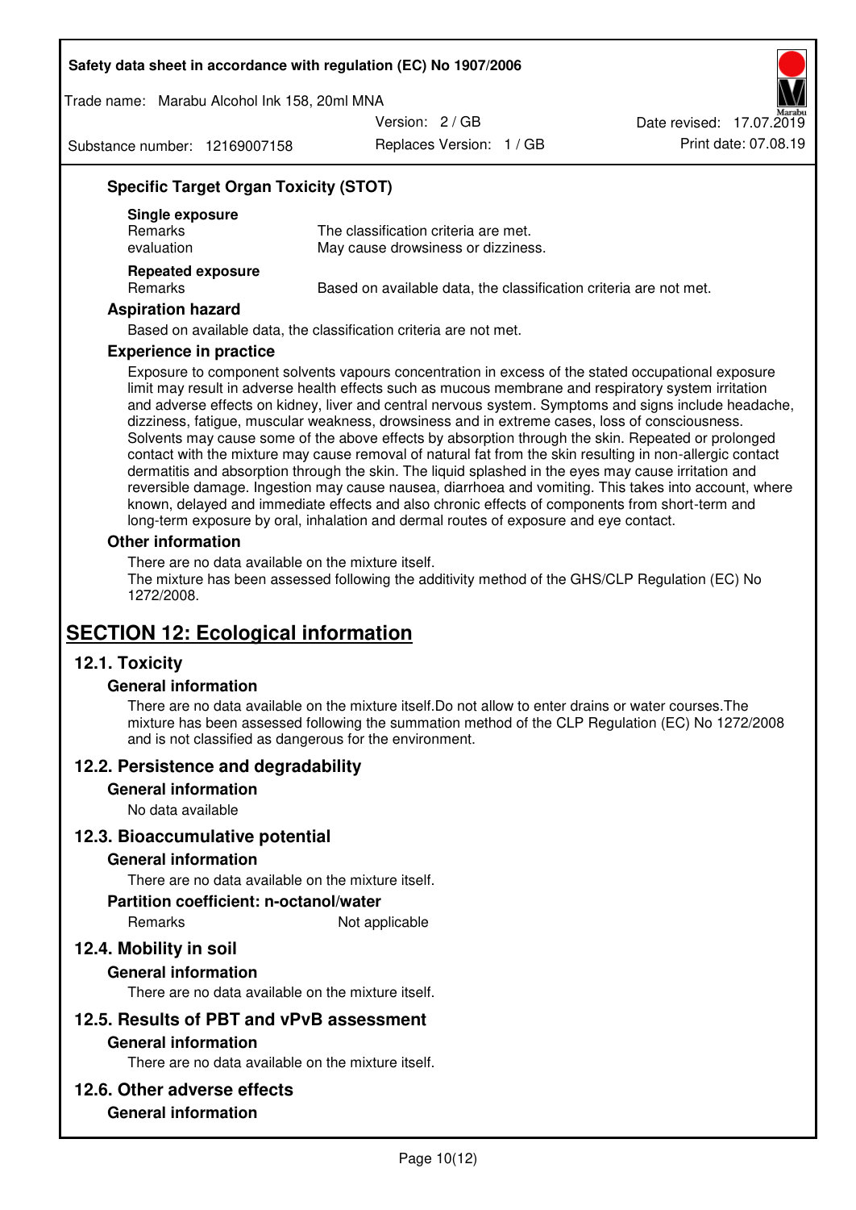### Specific Target Organ Toxicity (STOT)

**Single exposure**

| | |
|---|---|
| Remarks | The classification criteria are met. |
| evaluation | May cause drowsiness or dizziness. |

**Repeated exposure**

| | |
|---|---|
| Remarks | Based on available data, the classification criteria are not met. |

### Aspiration hazard

Based on available data, the classification criteria are not met.

### Experience in practice

Exposure to component solvents vapours concentration in excess of the stated occupational exposure limit may result in adverse health effects such as mucous membrane and respiratory system irritation and adverse effects on kidney, liver and central nervous system. Symptoms and signs include headache, dizziness, fatigue, muscular weakness, drowsiness and in extreme cases, loss of consciousness. Solvents may cause some of the above effects by absorption through the skin. Repeated or prolonged contact with the mixture may cause removal of natural fat from the skin resulting in non-allergic contact dermatitis and absorption through the skin. The liquid splashed in the eyes may cause irritation and reversible damage. Ingestion may cause nausea, diarrhoea and vomiting. This takes into account, where known, delayed and immediate effects and also chronic effects of components from short-term and long-term exposure by oral, inhalation and dermal routes of exposure and eye contact.

### Other information

There are no data available on the mixture itself.
The mixture has been assessed following the additivity method of the GHS/CLP Regulation (EC) No 1272/2008.

# SECTION 12: Ecological information

## 12.1. Toxicity

### General information

There are no data available on the mixture itself.Do not allow to enter drains or water courses.The mixture has been assessed following the summation method of the CLP Regulation (EC) No 1272/2008 and is not classified as dangerous for the environment.

## 12.2. Persistence and degradability

### General information

No data available

## 12.3. Bioaccumulative potential

### General information

There are no data available on the mixture itself.

### Partition coefficient: n-octanol/water

| | |
|---|---|
| Remarks | Not applicable |

## 12.4. Mobility in soil

### General information

There are no data available on the mixture itself.

## 12.5. Results of PBT and vPvB assessment

### General information

There are no data available on the mixture itself.

## 12.6. Other adverse effects

### General information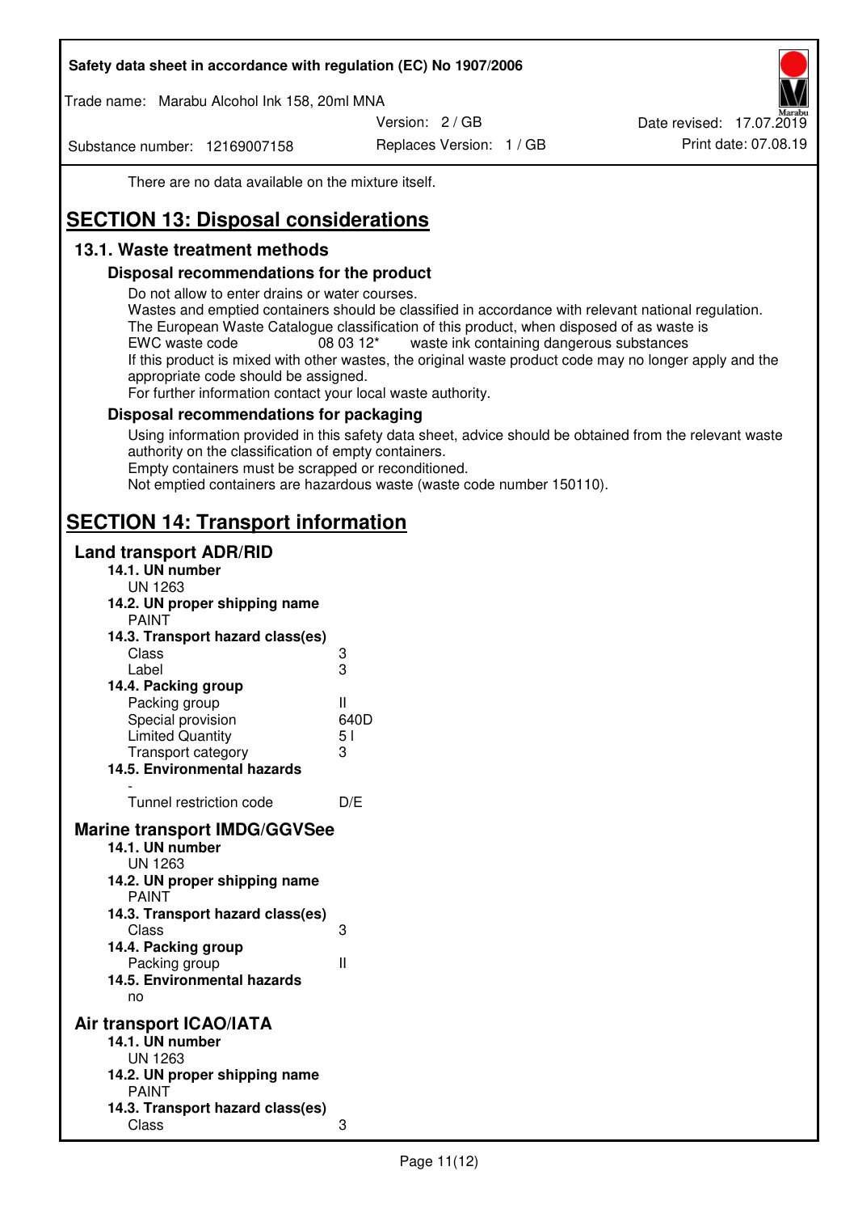There are no data available on the mixture itself.

# SECTION 13: Disposal considerations

## 13.1. Waste treatment methods

### Disposal recommendations for the product

Do not allow to enter drains or water courses.
Wastes and emptied containers should be classified in accordance with relevant national regulation.
The European Waste Catalogue classification of this product, when disposed of as waste is
EWC waste code 08 03 12* waste ink containing dangerous substances
If this product is mixed with other wastes, the original waste product code may no longer apply and the appropriate code should be assigned.
For further information contact your local waste authority.

### Disposal recommendations for packaging

Using information provided in this safety data sheet, advice should be obtained from the relevant waste authority on the classification of empty containers.
Empty containers must be scrapped or reconditioned.
Not emptied containers are hazardous waste (waste code number 150110).

# SECTION 14: Transport information

## Land transport ADR/RID

**14.1. UN number**
UN 1263

**14.2. UN proper shipping name**
PAINT

**14.3. Transport hazard class(es)**

| | |
|---|---|
| Class | 3 |
| Label | 3 |

**14.4. Packing group**

| | |
|---|---|
| Packing group | II |
| Special provision | 640D |
| Limited Quantity | 5 l |
| Transport category | 3 |

**14.5. Environmental hazards**
-

| | |
|---|---|
| Tunnel restriction code | D/E |

## Marine transport IMDG/GGVSee

**14.1. UN number**
UN 1263

**14.2. UN proper shipping name**
PAINT

**14.3. Transport hazard class(es)**

| | |
|---|---|
| Class | 3 |

**14.4. Packing group**

| | |
|---|---|
| Packing group | II |

**14.5. Environmental hazards**
no

## Air transport ICAO/IATA

**14.1. UN number**
UN 1263

**14.2. UN proper shipping name**
PAINT

**14.3. Transport hazard class(es)**

| | |
|---|---|
| Class | 3 |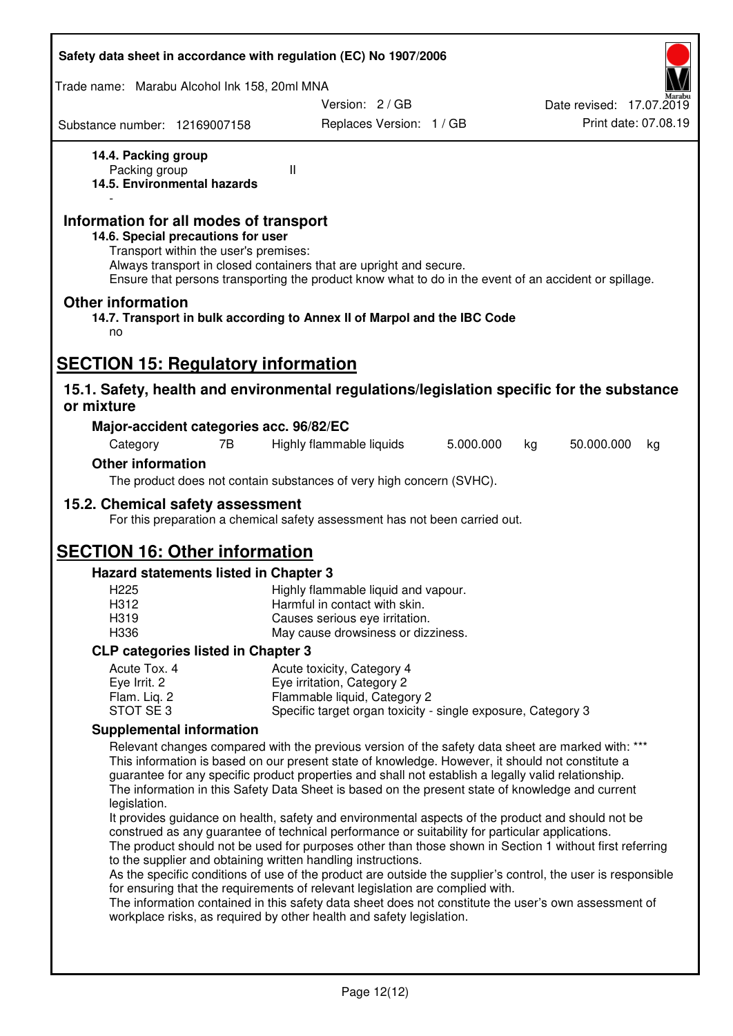**14.4. Packing group**

Packing group II

**14.5. Environmental hazards**

-

## Information for all modes of transport

**14.6. Special precautions for user**

Transport within the user's premises:
Always transport in closed containers that are upright and secure.
Ensure that persons transporting the product know what to do in the event of an accident or spillage.

## Other information

**14.7. Transport in bulk according to Annex II of Marpol and the IBC Code**

no

# SECTION 15: Regulatory information

## 15.1. Safety, health and environmental regulations/legislation specific for the substance or mixture

### Major-accident categories acc. 96/82/EC

| | | | | | | |
|---|---|---|---|---|---|---|
| Category | 7B | Highly flammable liquids | 5.000.000 | kg | 50.000.000 | kg |

### Other information

The product does not contain substances of very high concern (SVHC).

## 15.2. Chemical safety assessment

For this preparation a chemical safety assessment has not been carried out.

# SECTION 16: Other information

### Hazard statements listed in Chapter 3

| | |
|---|---|
| H225 | Highly flammable liquid and vapour. |
| H312 | Harmful in contact with skin. |
| H319 | Causes serious eye irritation. |
| H336 | May cause drowsiness or dizziness. |

### CLP categories listed in Chapter 3

| | |
|---|---|
| Acute Tox. 4 | Acute toxicity, Category 4 |
| Eye Irrit. 2 | Eye irritation, Category 2 |
| Flam. Liq. 2 | Flammable liquid, Category 2 |
| STOT SE 3 | Specific target organ toxicity - single exposure, Category 3 |

### Supplemental information

Relevant changes compared with the previous version of the safety data sheet are marked with: ***
This information is based on our present state of knowledge. However, it should not constitute a guarantee for any specific product properties and shall not establish a legally valid relationship.
The information in this Safety Data Sheet is based on the present state of knowledge and current legislation.
It provides guidance on health, safety and environmental aspects of the product and should not be construed as any guarantee of technical performance or suitability for particular applications.
The product should not be used for purposes other than those shown in Section 1 without first referring to the supplier and obtaining written handling instructions.
As the specific conditions of use of the product are outside the supplier's control, the user is responsible for ensuring that the requirements of relevant legislation are complied with.
The information contained in this safety data sheet does not constitute the user's own assessment of workplace risks, as required by other health and safety legislation.